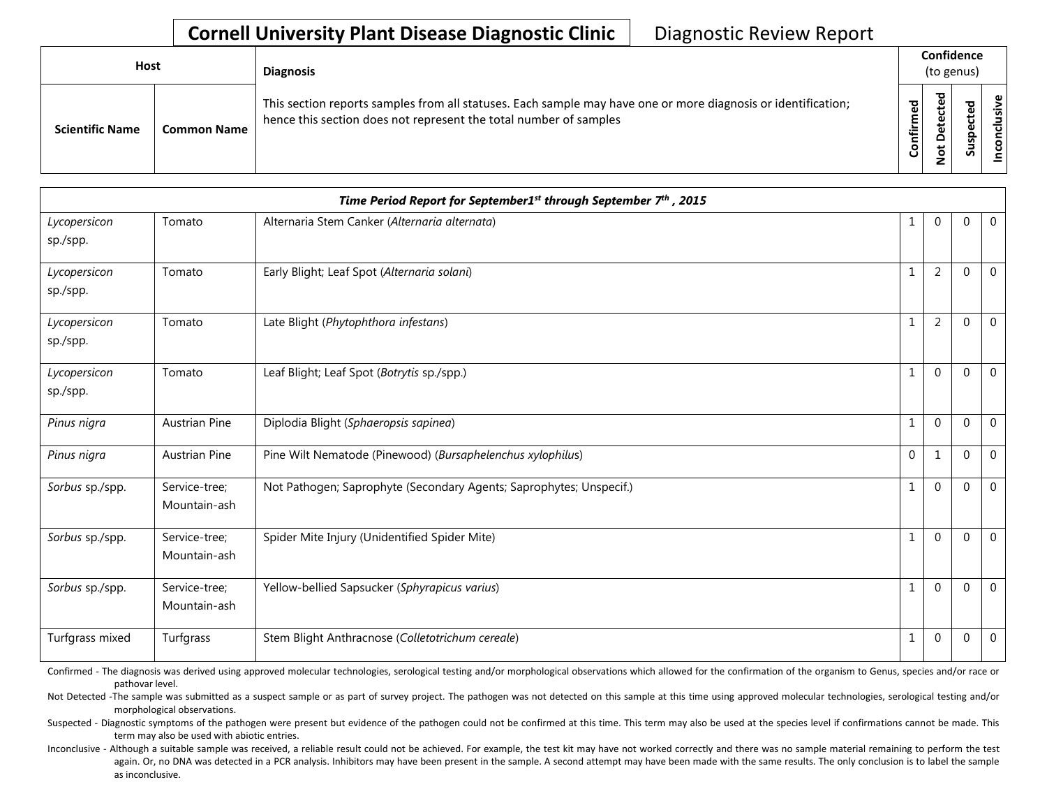# Cornell University Plant Disease Diagnostic Clinic

Diagnostic Review Report

| Host | | Diagnosis | Confidence (to genus) | | | |
|---|---|---|---|---|---|---|
| **Scientific Name** | **Common Name** | This section reports samples from all statuses. Each sample may have one or more diagnosis or identification; hence this section does not represent the total number of samples | **Confirmed** | **Not Detected** | **Suspected** | **Inconclusive** |
| ***Time Period Report for September1st through September 7th , 2015*** | | | | | | |
| *Lycopersicon* sp./spp. | Tomato | Alternaria Stem Canker (*Alternaria alternata*) | 1 | 0 | 0 | 0 |
| *Lycopersicon* sp./spp. | Tomato | Early Blight; Leaf Spot (*Alternaria solani*) | 1 | 2 | 0 | 0 |
| *Lycopersicon* sp./spp. | Tomato | Late Blight (*Phytophthora infestans*) | 1 | 2 | 0 | 0 |
| *Lycopersicon* sp./spp. | Tomato | Leaf Blight; Leaf Spot (*Botrytis* sp./spp.) | 1 | 0 | 0 | 0 |
| *Pinus nigra* | Austrian Pine | Diplodia Blight (*Sphaeropsis sapinea*) | 1 | 0 | 0 | 0 |
| *Pinus nigra* | Austrian Pine | Pine Wilt Nematode (Pinewood) (*Bursaphelenchus xylophilus*) | 0 | 1 | 0 | 0 |
| *Sorbus* sp./spp. | Service-tree; Mountain-ash | Not Pathogen; Saprophyte (Secondary Agents; Saprophytes; Unspecif.) | 1 | 0 | 0 | 0 |
| *Sorbus* sp./spp. | Service-tree; Mountain-ash | Spider Mite Injury (Unidentified Spider Mite) | 1 | 0 | 0 | 0 |
| *Sorbus* sp./spp. | Service-tree; Mountain-ash | Yellow-bellied Sapsucker (*Sphyrapicus varius*) | 1 | 0 | 0 | 0 |
| Turfgrass mixed | Turfgrass | Stem Blight Anthracnose (*Colletotrichum cereale*) | 1 | 0 | 0 | 0 |

Confirmed - The diagnosis was derived using approved molecular technologies, serological testing and/or morphological observations which allowed for the confirmation of the organism to Genus, species and/or race or pathovar level.

Not Detected -The sample was submitted as a suspect sample or as part of survey project. The pathogen was not detected on this sample at this time using approved molecular technologies, serological testing and/or morphological observations.

Suspected - Diagnostic symptoms of the pathogen were present but evidence of the pathogen could not be confirmed at this time. This term may also be used at the species level if confirmations cannot be made. This term may also be used with abiotic entries.

Inconclusive - Although a suitable sample was received, a reliable result could not be achieved. For example, the test kit may have not worked correctly and there was no sample material remaining to perform the test again. Or, no DNA was detected in a PCR analysis. Inhibitors may have been present in the sample. A second attempt may have been made with the same results. The only conclusion is to label the sample as inconclusive.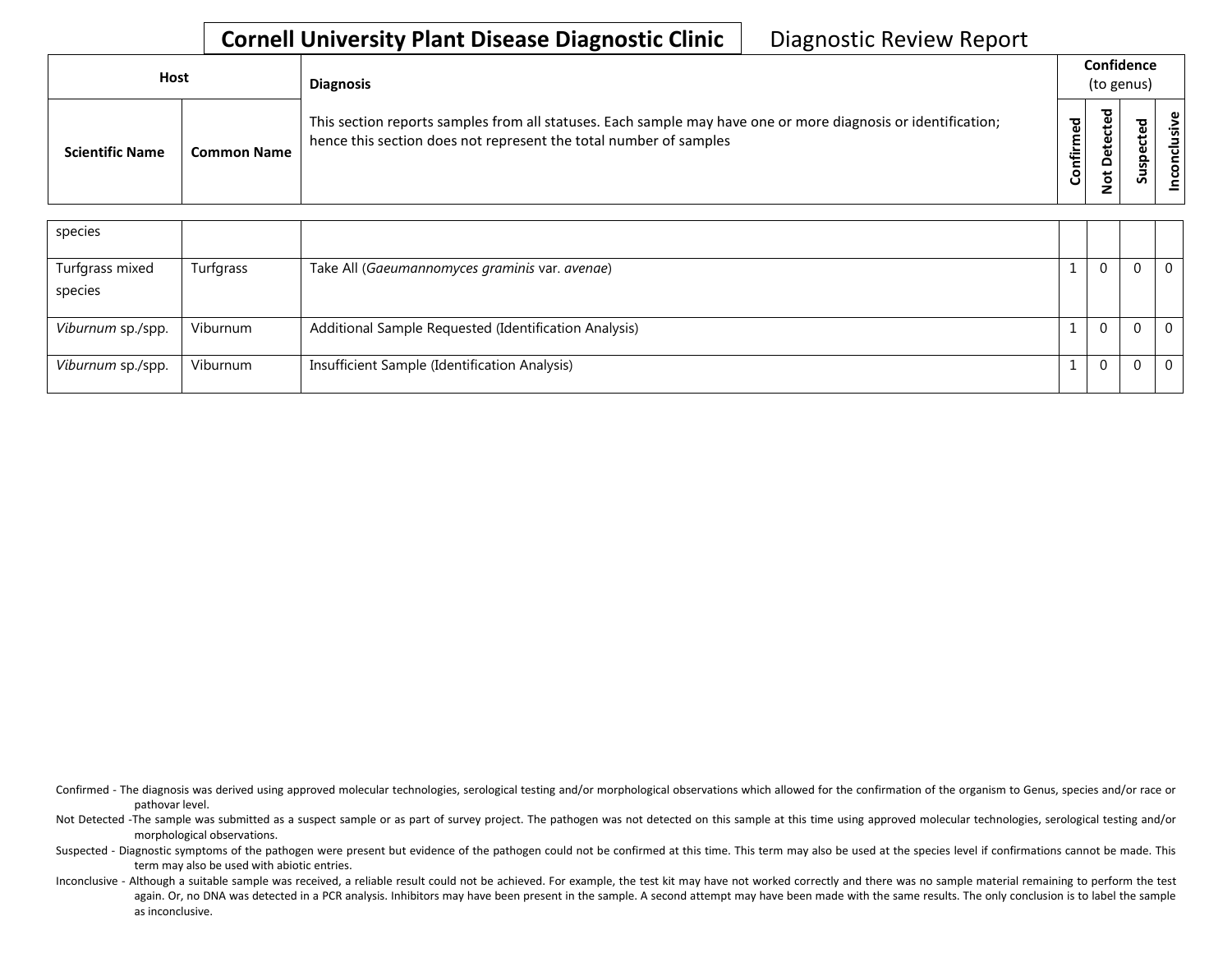**Cornell University Plant Disease Diagnostic Clinic** Diagnostic Review Report

| Host | | Diagnosis | Confidence (to genus) | | | |
|---|---|---|---|---|---|---|
| Scientific Name | Common Name | This section reports samples from all statuses. Each sample may have one or more diagnosis or identification; hence this section does not represent the total number of samples | Confirmed | Not Detected | Suspected | Inconclusive |
| species | | | | | | |
| Turfgrass mixed species | Turfgrass | Take All (*Gaeumannomyces graminis* var. *avenae*) | 1 | 0 | 0 | 0 |
| *Viburnum* sp./spp. | Viburnum | Additional Sample Requested (Identification Analysis) | 1 | 0 | 0 | 0 |
| *Viburnum* sp./spp. | Viburnum | Insufficient Sample (Identification Analysis) | 1 | 0 | 0 | 0 |

Confirmed - The diagnosis was derived using approved molecular technologies, serological testing and/or morphological observations which allowed for the confirmation of the organism to Genus, species and/or race or pathovar level.

Not Detected -The sample was submitted as a suspect sample or as part of survey project. The pathogen was not detected on this sample at this time using approved molecular technologies, serological testing and/or morphological observations.

Suspected - Diagnostic symptoms of the pathogen were present but evidence of the pathogen could not be confirmed at this time. This term may also be used at the species level if confirmations cannot be made. This term may also be used with abiotic entries.

Inconclusive - Although a suitable sample was received, a reliable result could not be achieved. For example, the test kit may have not worked correctly and there was no sample material remaining to perform the test again. Or, no DNA was detected in a PCR analysis. Inhibitors may have been present in the sample. A second attempt may have been made with the same results. The only conclusion is to label the sample as inconclusive.